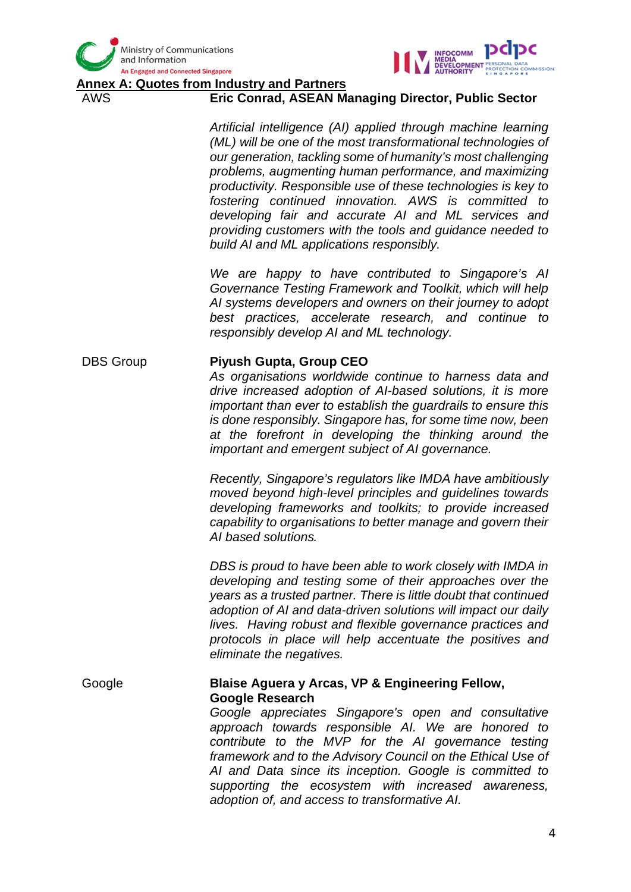## Annex A: Quotes from Industry and Partners

**AWS**

**Eric Conrad, ASEAN Managing Director, Public Sector**

*Artificial intelligence (AI) applied through machine learning (ML) will be one of the most transformational technologies of our generation, tackling some of humanity's most challenging problems, augmenting human performance, and maximizing productivity. Responsible use of these technologies is key to fostering continued innovation. AWS is committed to developing fair and accurate AI and ML services and providing customers with the tools and guidance needed to build AI and ML applications responsibly.*

*We are happy to have contributed to Singapore's AI Governance Testing Framework and Toolkit, which will help AI systems developers and owners on their journey to adopt best practices, accelerate research, and continue to responsibly develop AI and ML technology.*

**DBS Group**

**Piyush Gupta, Group CEO**

*As organisations worldwide continue to harness data and drive increased adoption of AI-based solutions, it is more important than ever to establish the guardrails to ensure this is done responsibly. Singapore has, for some time now, been at the forefront in developing the thinking around the important and emergent subject of AI governance.*

*Recently, Singapore's regulators like IMDA have ambitiously moved beyond high-level principles and guidelines towards developing frameworks and toolkits; to provide increased capability to organisations to better manage and govern their AI based solutions.*

*DBS is proud to have been able to work closely with IMDA in developing and testing some of their approaches over the years as a trusted partner. There is little doubt that continued adoption of AI and data-driven solutions will impact our daily lives. Having robust and flexible governance practices and protocols in place will help accentuate the positives and eliminate the negatives.*

**Google**

**Blaise Aguera y Arcas, VP & Engineering Fellow, Google Research**

*Google appreciates Singapore's open and consultative approach towards responsible AI. We are honored to contribute to the MVP for the AI governance testing framework and to the Advisory Council on the Ethical Use of AI and Data since its inception. Google is committed to supporting the ecosystem with increased awareness, adoption of, and access to transformative AI.*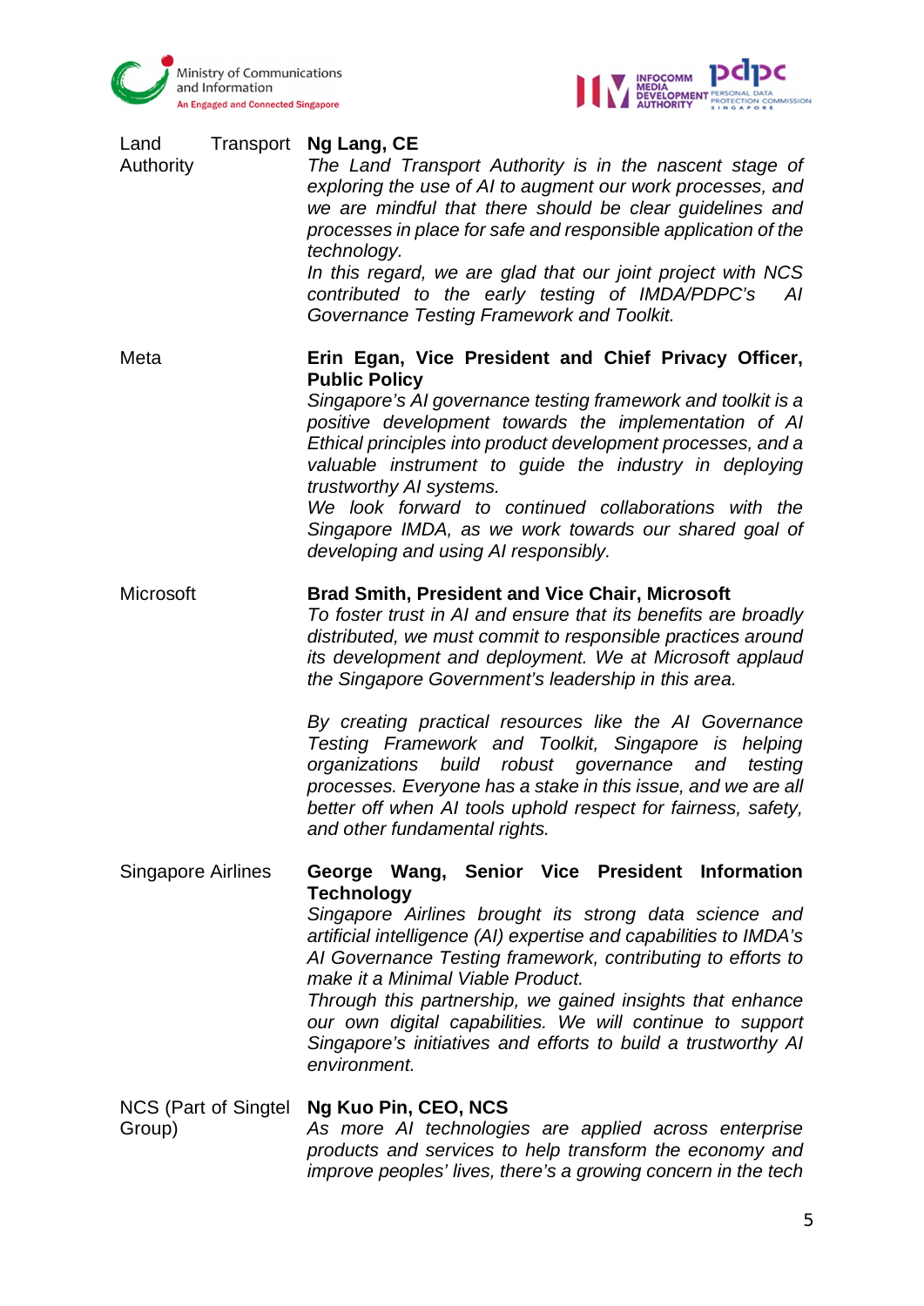| | |
|---|---|
| Land Transport Authority | **Ng Lang, CE**<br>*The Land Transport Authority is in the nascent stage of exploring the use of AI to augment our work processes, and we are mindful that there should be clear guidelines and processes in place for safe and responsible application of the technology.*<br>*In this regard, we are glad that our joint project with NCS contributed to the early testing of IMDA/PDPC's AI Governance Testing Framework and Toolkit.* |
| Meta | **Erin Egan, Vice President and Chief Privacy Officer, Public Policy**<br>*Singapore's AI governance testing framework and toolkit is a positive development towards the implementation of AI Ethical principles into product development processes, and a valuable instrument to guide the industry in deploying trustworthy AI systems.*<br>*We look forward to continued collaborations with the Singapore IMDA, as we work towards our shared goal of developing and using AI responsibly.* |
| Microsoft | **Brad Smith, President and Vice Chair, Microsoft**<br>*To foster trust in AI and ensure that its benefits are broadly distributed, we must commit to responsible practices around its development and deployment. We at Microsoft applaud the Singapore Government's leadership in this area.*<br><br>*By creating practical resources like the AI Governance Testing Framework and Toolkit, Singapore is helping organizations build robust governance and testing processes. Everyone has a stake in this issue, and we are all better off when AI tools uphold respect for fairness, safety, and other fundamental rights.* |
| Singapore Airlines | **George Wang, Senior Vice President Information Technology**<br>*Singapore Airlines brought its strong data science and artificial intelligence (AI) expertise and capabilities to IMDA's AI Governance Testing framework, contributing to efforts to make it a Minimal Viable Product.*<br>*Through this partnership, we gained insights that enhance our own digital capabilities. We will continue to support Singapore's initiatives and efforts to build a trustworthy AI environment.* |
| NCS (Part of Singtel Group) | **Ng Kuo Pin, CEO, NCS**<br>*As more AI technologies are applied across enterprise products and services to help transform the economy and improve peoples' lives, there's a growing concern in the tech* |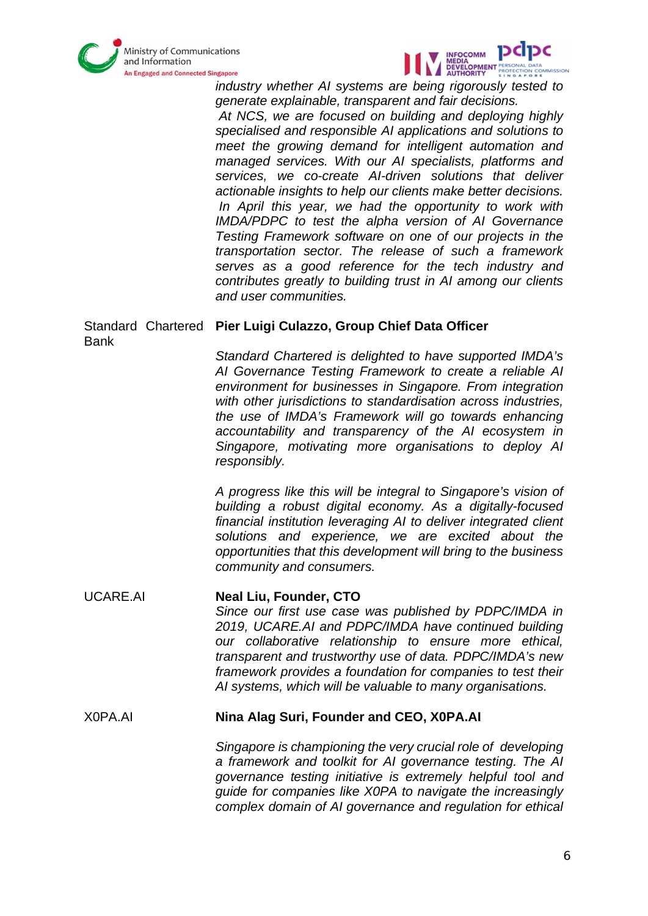| | |
|---|---|
| | *industry whether AI systems are being rigorously tested to generate explainable, transparent and fair decisions.* <br> *At NCS, we are focused on building and deploying highly specialised and responsible AI applications and solutions to meet the growing demand for intelligent automation and managed services. With our AI specialists, platforms and services, we co-create AI-driven solutions that deliver actionable insights to help our clients make better decisions.* <br> *In April this year, we had the opportunity to work with IMDA/PDPC to test the alpha version of AI Governance Testing Framework software on one of our projects in the transportation sector. The release of such a framework serves as a good reference for the tech industry and contributes greatly to building trust in AI among our clients and user communities.* |
| Standard Chartered Bank | **Pier Luigi Culazzo, Group Chief Data Officer** <br><br> *Standard Chartered is delighted to have supported IMDA's AI Governance Testing Framework to create a reliable AI environment for businesses in Singapore. From integration with other jurisdictions to standardisation across industries, the use of IMDA's Framework will go towards enhancing accountability and transparency of the AI ecosystem in Singapore, motivating more organisations to deploy AI responsibly.* <br><br> *A progress like this will be integral to Singapore's vision of building a robust digital economy. As a digitally-focused financial institution leveraging AI to deliver integrated client solutions and experience, we are excited about the opportunities that this development will bring to the business community and consumers.* |
| UCARE.AI | **Neal Liu, Founder, CTO** <br> *Since our first use case was published by PDPC/IMDA in 2019, UCARE.AI and PDPC/IMDA have continued building our collaborative relationship to ensure more ethical, transparent and trustworthy use of data. PDPC/IMDA's new framework provides a foundation for companies to test their AI systems, which will be valuable to many organisations.* |
| X0PA.AI | **Nina Alag Suri, Founder and CEO, X0PA.AI** <br><br> *Singapore is championing the very crucial role of developing a framework and toolkit for AI governance testing. The AI governance testing initiative is extremely helpful tool and guide for companies like X0PA to navigate the increasingly complex domain of AI governance and regulation for ethical* |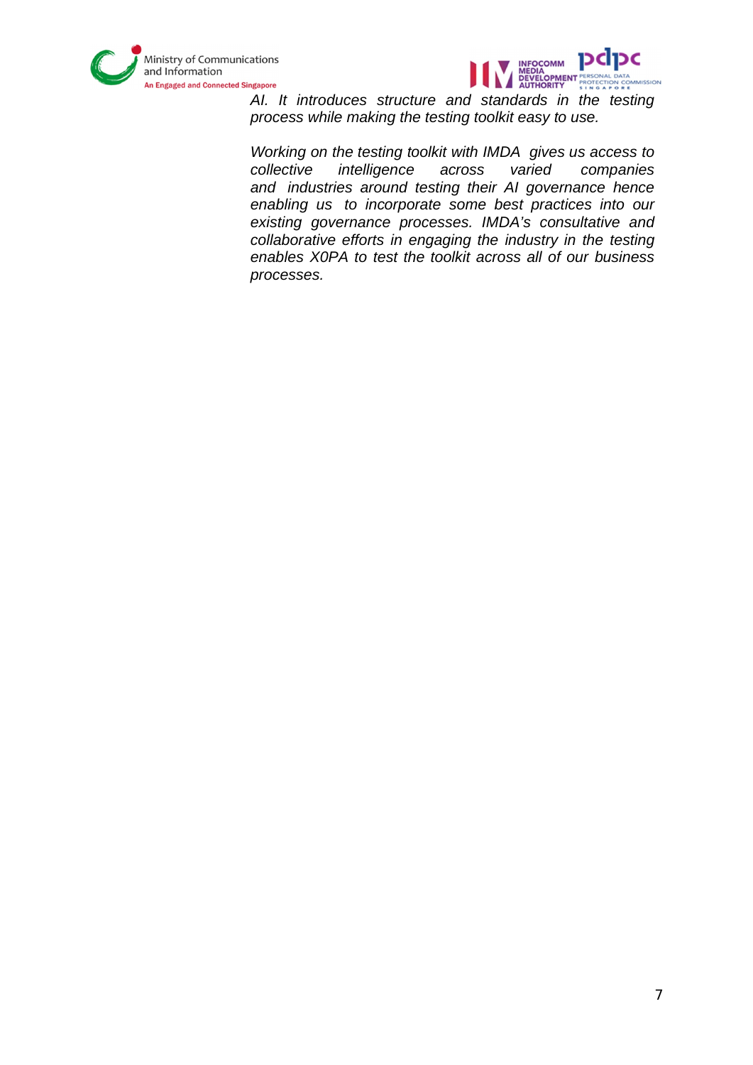*AI. It introduces structure and standards in the testing process while making the testing toolkit easy to use.*

*Working on the testing toolkit with IMDA gives us access to collective intelligence across varied companies and industries around testing their AI governance hence enabling us to incorporate some best practices into our existing governance processes. IMDA's consultative and collaborative efforts in engaging the industry in the testing enables X0PA to test the toolkit across all of our business processes.*